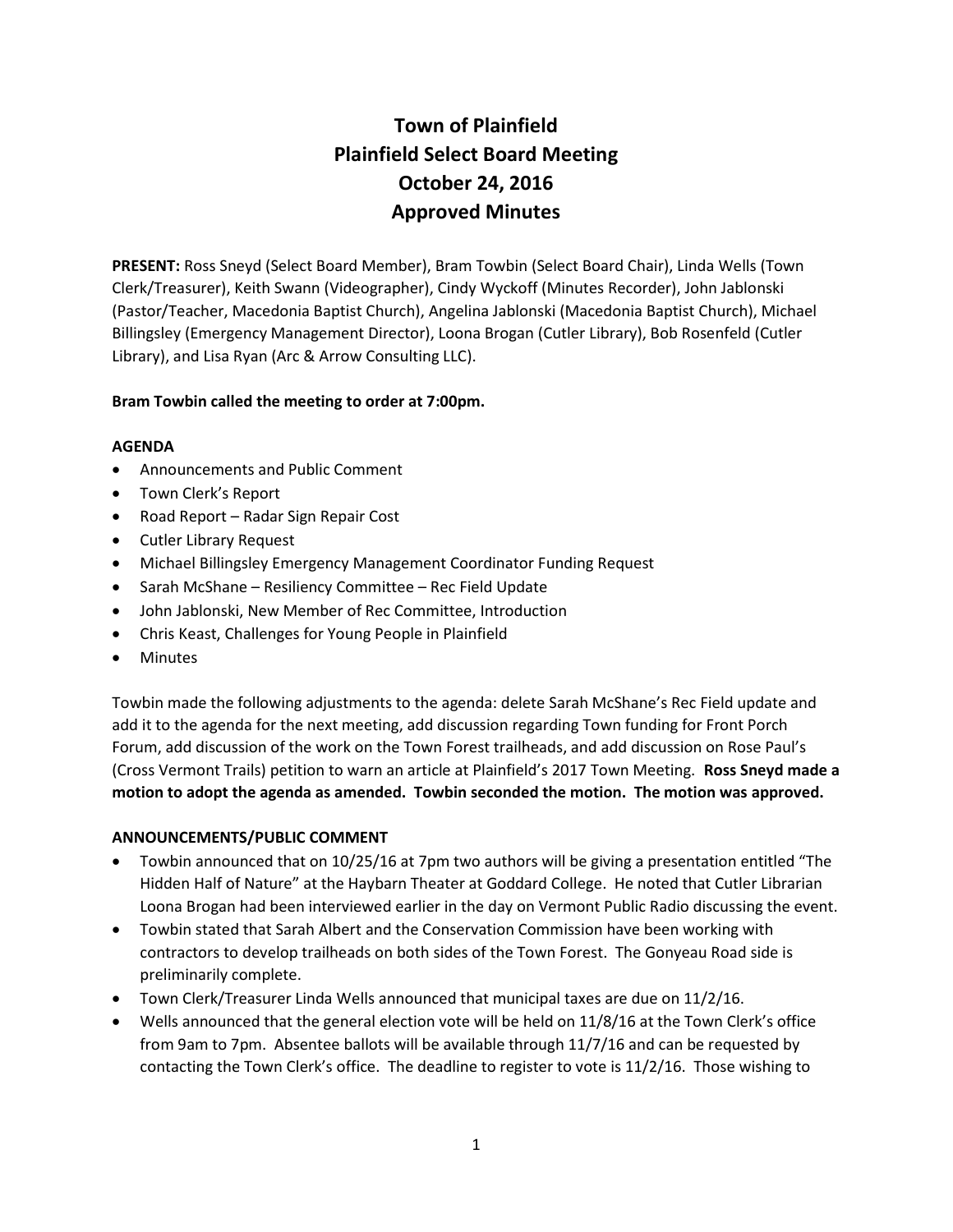# Town of Plainfield
# Plainfield Select Board Meeting
# October 24, 2016
# Approved Minutes

**PRESENT:** Ross Sneyd (Select Board Member), Bram Towbin (Select Board Chair), Linda Wells (Town Clerk/Treasurer), Keith Swann (Videographer), Cindy Wyckoff (Minutes Recorder), John Jablonski (Pastor/Teacher, Macedonia Baptist Church), Angelina Jablonski (Macedonia Baptist Church), Michael Billingsley (Emergency Management Director), Loona Brogan (Cutler Library), Bob Rosenfeld (Cutler Library), and Lisa Ryan (Arc & Arrow Consulting LLC).

**Bram Towbin called the meeting to order at 7:00pm.**

**AGENDA**

- Announcements and Public Comment
- Town Clerk's Report
- Road Report – Radar Sign Repair Cost
- Cutler Library Request
- Michael Billingsley Emergency Management Coordinator Funding Request
- Sarah McShane – Resiliency Committee – Rec Field Update
- John Jablonski, New Member of Rec Committee, Introduction
- Chris Keast, Challenges for Young People in Plainfield
- Minutes

Towbin made the following adjustments to the agenda: delete Sarah McShane's Rec Field update and add it to the agenda for the next meeting, add discussion regarding Town funding for Front Porch Forum, add discussion of the work on the Town Forest trailheads, and add discussion on Rose Paul's (Cross Vermont Trails) petition to warn an article at Plainfield's 2017 Town Meeting. **Ross Sneyd made a motion to adopt the agenda as amended. Towbin seconded the motion. The motion was approved.**

**ANNOUNCEMENTS/PUBLIC COMMENT**

- Towbin announced that on 10/25/16 at 7pm two authors will be giving a presentation entitled "The Hidden Half of Nature" at the Haybarn Theater at Goddard College. He noted that Cutler Librarian Loona Brogan had been interviewed earlier in the day on Vermont Public Radio discussing the event.
- Towbin stated that Sarah Albert and the Conservation Commission have been working with contractors to develop trailheads on both sides of the Town Forest. The Gonyeau Road side is preliminarily complete.
- Town Clerk/Treasurer Linda Wells announced that municipal taxes are due on 11/2/16.
- Wells announced that the general election vote will be held on 11/8/16 at the Town Clerk's office from 9am to 7pm. Absentee ballots will be available through 11/7/16 and can be requested by contacting the Town Clerk's office. The deadline to register to vote is 11/2/16. Those wishing to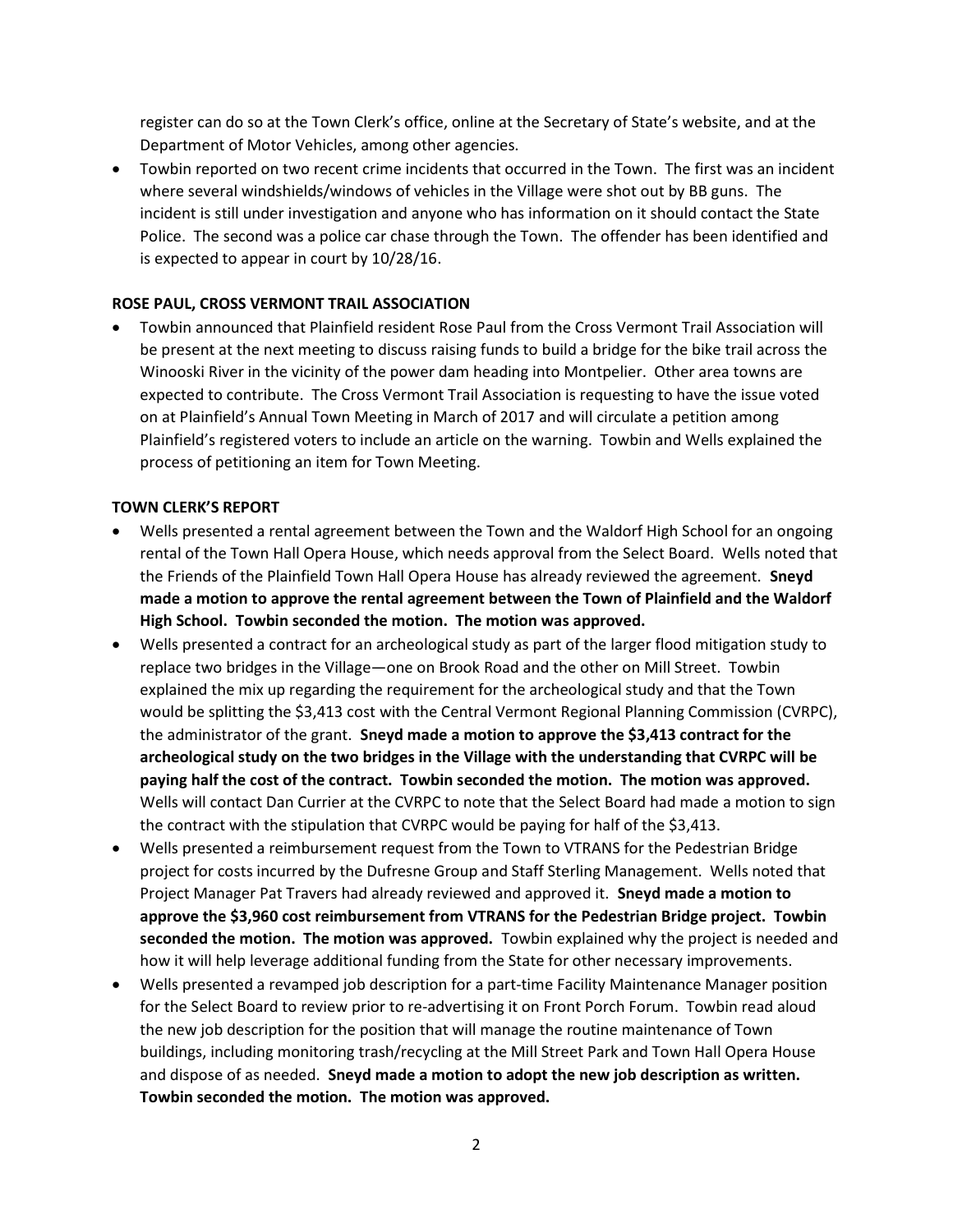register can do so at the Town Clerk's office, online at the Secretary of State's website, and at the Department of Motor Vehicles, among other agencies.

- Towbin reported on two recent crime incidents that occurred in the Town. The first was an incident where several windshields/windows of vehicles in the Village were shot out by BB guns. The incident is still under investigation and anyone who has information on it should contact the State Police. The second was a police car chase through the Town. The offender has been identified and is expected to appear in court by 10/28/16.

**ROSE PAUL, CROSS VERMONT TRAIL ASSOCIATION**

- Towbin announced that Plainfield resident Rose Paul from the Cross Vermont Trail Association will be present at the next meeting to discuss raising funds to build a bridge for the bike trail across the Winooski River in the vicinity of the power dam heading into Montpelier. Other area towns are expected to contribute. The Cross Vermont Trail Association is requesting to have the issue voted on at Plainfield's Annual Town Meeting in March of 2017 and will circulate a petition among Plainfield's registered voters to include an article on the warning. Towbin and Wells explained the process of petitioning an item for Town Meeting.

**TOWN CLERK'S REPORT**

- Wells presented a rental agreement between the Town and the Waldorf High School for an ongoing rental of the Town Hall Opera House, which needs approval from the Select Board. Wells noted that the Friends of the Plainfield Town Hall Opera House has already reviewed the agreement. **Sneyd made a motion to approve the rental agreement between the Town of Plainfield and the Waldorf High School. Towbin seconded the motion. The motion was approved.**
- Wells presented a contract for an archeological study as part of the larger flood mitigation study to replace two bridges in the Village—one on Brook Road and the other on Mill Street. Towbin explained the mix up regarding the requirement for the archeological study and that the Town would be splitting the $3,413 cost with the Central Vermont Regional Planning Commission (CVRPC), the administrator of the grant. **Sneyd made a motion to approve the $3,413 contract for the archeological study on the two bridges in the Village with the understanding that CVRPC will be paying half the cost of the contract. Towbin seconded the motion. The motion was approved.** Wells will contact Dan Currier at the CVRPC to note that the Select Board had made a motion to sign the contract with the stipulation that CVRPC would be paying for half of the $3,413.
- Wells presented a reimbursement request from the Town to VTRANS for the Pedestrian Bridge project for costs incurred by the Dufresne Group and Staff Sterling Management. Wells noted that Project Manager Pat Travers had already reviewed and approved it. **Sneyd made a motion to approve the $3,960 cost reimbursement from VTRANS for the Pedestrian Bridge project. Towbin seconded the motion. The motion was approved.** Towbin explained why the project is needed and how it will help leverage additional funding from the State for other necessary improvements.
- Wells presented a revamped job description for a part-time Facility Maintenance Manager position for the Select Board to review prior to re-advertising it on Front Porch Forum. Towbin read aloud the new job description for the position that will manage the routine maintenance of Town buildings, including monitoring trash/recycling at the Mill Street Park and Town Hall Opera House and dispose of as needed. **Sneyd made a motion to adopt the new job description as written. Towbin seconded the motion. The motion was approved.**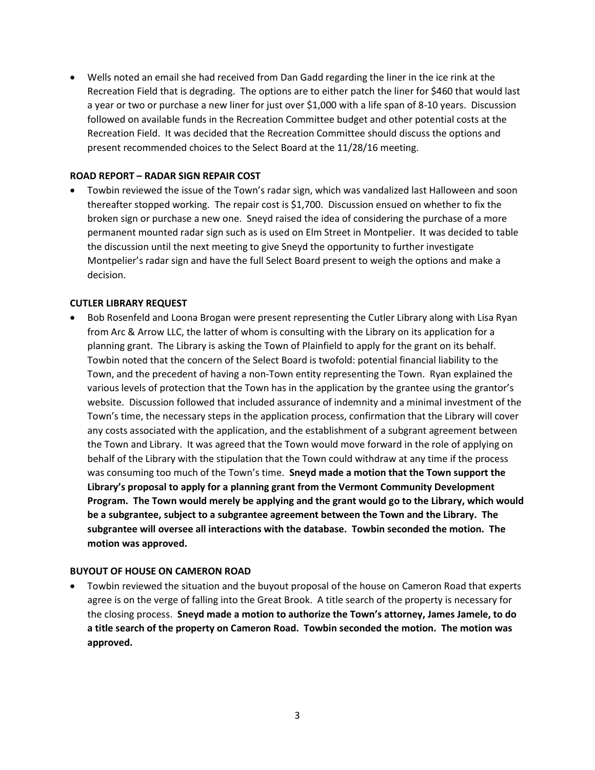- Wells noted an email she had received from Dan Gadd regarding the liner in the ice rink at the Recreation Field that is degrading. The options are to either patch the liner for $460 that would last a year or two or purchase a new liner for just over $1,000 with a life span of 8-10 years. Discussion followed on available funds in the Recreation Committee budget and other potential costs at the Recreation Field. It was decided that the Recreation Committee should discuss the options and present recommended choices to the Select Board at the 11/28/16 meeting.

**ROAD REPORT – RADAR SIGN REPAIR COST**

- Towbin reviewed the issue of the Town's radar sign, which was vandalized last Halloween and soon thereafter stopped working. The repair cost is $1,700. Discussion ensued on whether to fix the broken sign or purchase a new one. Sneyd raised the idea of considering the purchase of a more permanent mounted radar sign such as is used on Elm Street in Montpelier. It was decided to table the discussion until the next meeting to give Sneyd the opportunity to further investigate Montpelier's radar sign and have the full Select Board present to weigh the options and make a decision.

**CUTLER LIBRARY REQUEST**

- Bob Rosenfeld and Loona Brogan were present representing the Cutler Library along with Lisa Ryan from Arc & Arrow LLC, the latter of whom is consulting with the Library on its application for a planning grant. The Library is asking the Town of Plainfield to apply for the grant on its behalf. Towbin noted that the concern of the Select Board is twofold: potential financial liability to the Town, and the precedent of having a non-Town entity representing the Town. Ryan explained the various levels of protection that the Town has in the application by the grantee using the grantor's website. Discussion followed that included assurance of indemnity and a minimal investment of the Town's time, the necessary steps in the application process, confirmation that the Library will cover any costs associated with the application, and the establishment of a subgrant agreement between the Town and Library. It was agreed that the Town would move forward in the role of applying on behalf of the Library with the stipulation that the Town could withdraw at any time if the process was consuming too much of the Town's time. **Sneyd made a motion that the Town support the Library's proposal to apply for a planning grant from the Vermont Community Development Program. The Town would merely be applying and the grant would go to the Library, which would be a subgrantee, subject to a subgrantee agreement between the Town and the Library. The subgrantee will oversee all interactions with the database. Towbin seconded the motion. The motion was approved.**

**BUYOUT OF HOUSE ON CAMERON ROAD**

- Towbin reviewed the situation and the buyout proposal of the house on Cameron Road that experts agree is on the verge of falling into the Great Brook. A title search of the property is necessary for the closing process. **Sneyd made a motion to authorize the Town's attorney, James Jamele, to do a title search of the property on Cameron Road. Towbin seconded the motion. The motion was approved.**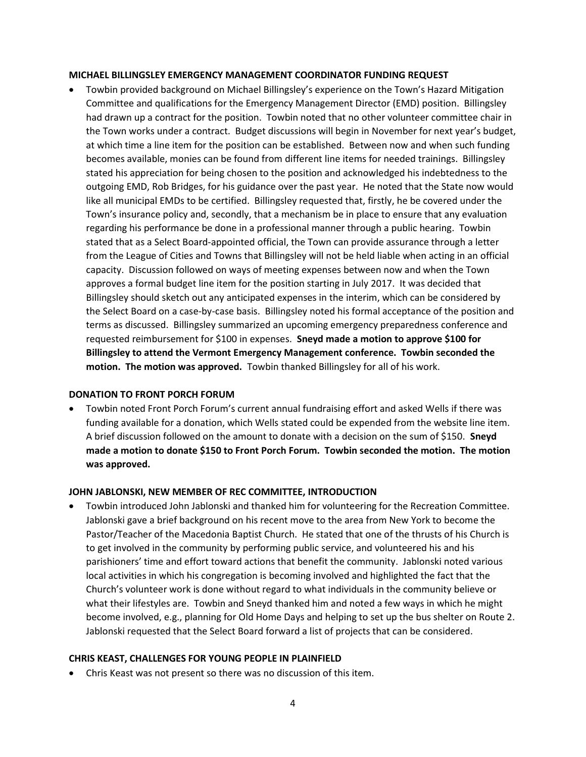**MICHAEL BILLINGSLEY EMERGENCY MANAGEMENT COORDINATOR FUNDING REQUEST**

- Towbin provided background on Michael Billingsley's experience on the Town's Hazard Mitigation Committee and qualifications for the Emergency Management Director (EMD) position. Billingsley had drawn up a contract for the position. Towbin noted that no other volunteer committee chair in the Town works under a contract. Budget discussions will begin in November for next year's budget, at which time a line item for the position can be established. Between now and when such funding becomes available, monies can be found from different line items for needed trainings. Billingsley stated his appreciation for being chosen to the position and acknowledged his indebtedness to the outgoing EMD, Rob Bridges, for his guidance over the past year. He noted that the State now would like all municipal EMDs to be certified. Billingsley requested that, firstly, he be covered under the Town's insurance policy and, secondly, that a mechanism be in place to ensure that any evaluation regarding his performance be done in a professional manner through a public hearing. Towbin stated that as a Select Board-appointed official, the Town can provide assurance through a letter from the League of Cities and Towns that Billingsley will not be held liable when acting in an official capacity. Discussion followed on ways of meeting expenses between now and when the Town approves a formal budget line item for the position starting in July 2017. It was decided that Billingsley should sketch out any anticipated expenses in the interim, which can be considered by the Select Board on a case-by-case basis. Billingsley noted his formal acceptance of the position and terms as discussed. Billingsley summarized an upcoming emergency preparedness conference and requested reimbursement for $100 in expenses. **Sneyd made a motion to approve $100 for Billingsley to attend the Vermont Emergency Management conference. Towbin seconded the motion. The motion was approved.** Towbin thanked Billingsley for all of his work.

**DONATION TO FRONT PORCH FORUM**

- Towbin noted Front Porch Forum's current annual fundraising effort and asked Wells if there was funding available for a donation, which Wells stated could be expended from the website line item. A brief discussion followed on the amount to donate with a decision on the sum of $150. **Sneyd made a motion to donate $150 to Front Porch Forum. Towbin seconded the motion. The motion was approved.**

**JOHN JABLONSKI, NEW MEMBER OF REC COMMITTEE, INTRODUCTION**

- Towbin introduced John Jablonski and thanked him for volunteering for the Recreation Committee. Jablonski gave a brief background on his recent move to the area from New York to become the Pastor/Teacher of the Macedonia Baptist Church. He stated that one of the thrusts of his Church is to get involved in the community by performing public service, and volunteered his and his parishioners' time and effort toward actions that benefit the community. Jablonski noted various local activities in which his congregation is becoming involved and highlighted the fact that the Church's volunteer work is done without regard to what individuals in the community believe or what their lifestyles are. Towbin and Sneyd thanked him and noted a few ways in which he might become involved, e.g., planning for Old Home Days and helping to set up the bus shelter on Route 2. Jablonski requested that the Select Board forward a list of projects that can be considered.

**CHRIS KEAST, CHALLENGES FOR YOUNG PEOPLE IN PLAINFIELD**

- Chris Keast was not present so there was no discussion of this item.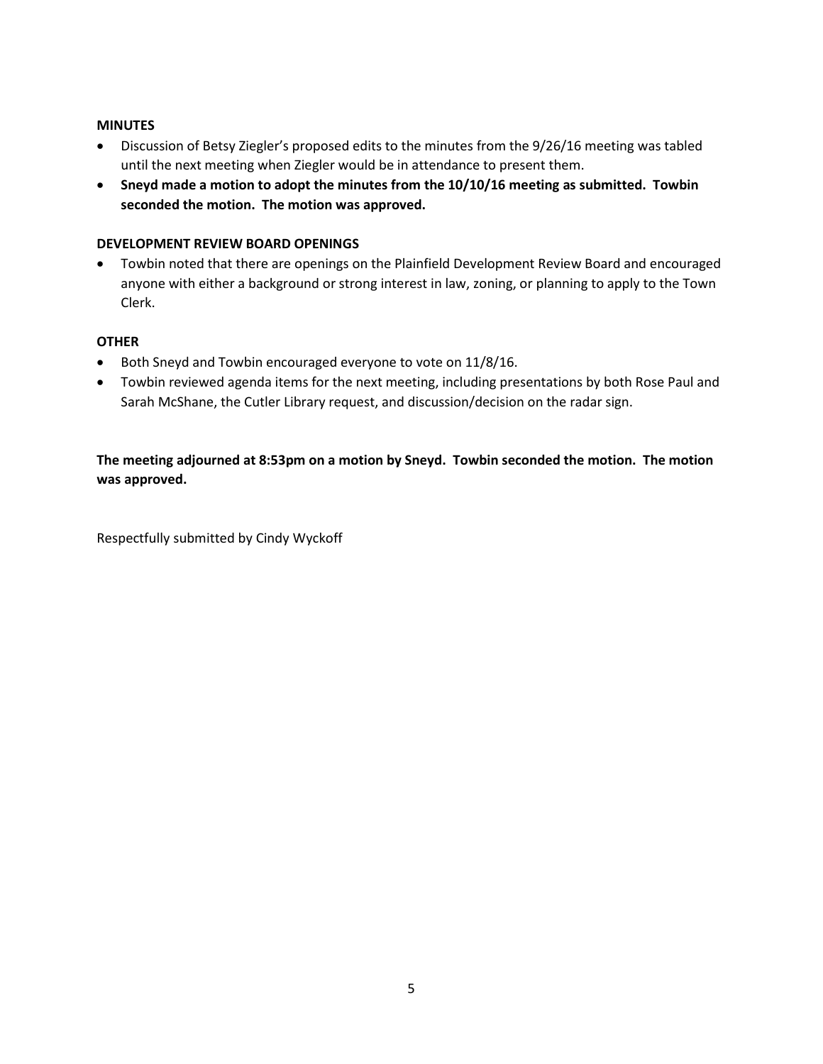**MINUTES**

- Discussion of Betsy Ziegler's proposed edits to the minutes from the 9/26/16 meeting was tabled until the next meeting when Ziegler would be in attendance to present them.
- **Sneyd made a motion to adopt the minutes from the 10/10/16 meeting as submitted. Towbin seconded the motion. The motion was approved.**

**DEVELOPMENT REVIEW BOARD OPENINGS**

- Towbin noted that there are openings on the Plainfield Development Review Board and encouraged anyone with either a background or strong interest in law, zoning, or planning to apply to the Town Clerk.

**OTHER**

- Both Sneyd and Towbin encouraged everyone to vote on 11/8/16.
- Towbin reviewed agenda items for the next meeting, including presentations by both Rose Paul and Sarah McShane, the Cutler Library request, and discussion/decision on the radar sign.

**The meeting adjourned at 8:53pm on a motion by Sneyd. Towbin seconded the motion. The motion was approved.**

Respectfully submitted by Cindy Wyckoff